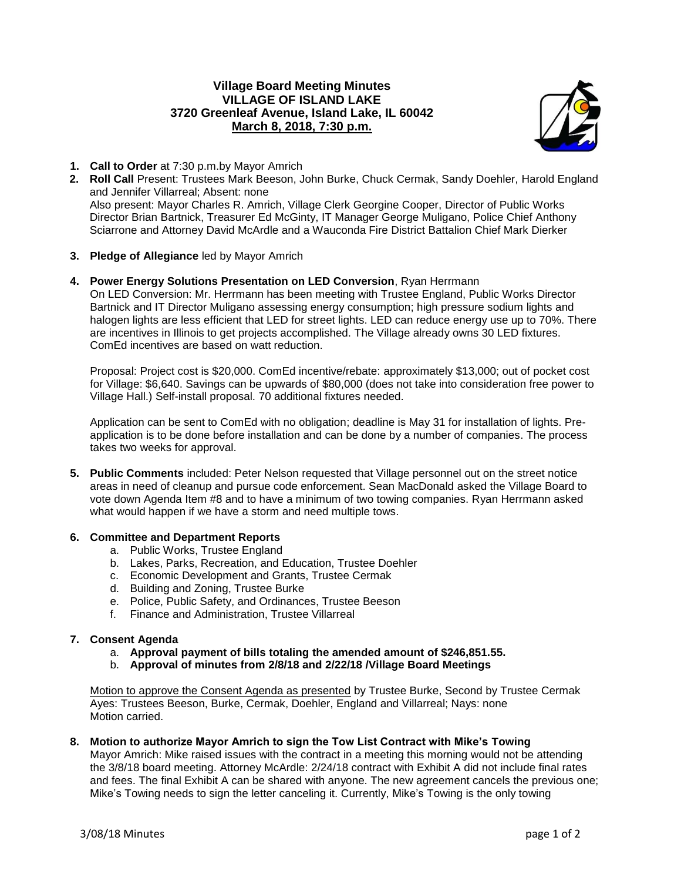**Village Board Meeting Minutes**
**VILLAGE OF ISLAND LAKE**
**3720 Greenleaf Avenue, Island Lake, IL 60042**
**March 8, 2018, 7:30 p.m.**

1. **Call to Order** at 7:30 p.m.by Mayor Amrich
2. **Roll Call** Present: Trustees Mark Beeson, John Burke, Chuck Cermak, Sandy Doehler, Harold England and Jennifer Villarreal; Absent: none
   Also present: Mayor Charles R. Amrich, Village Clerk Georgine Cooper, Director of Public Works Director Brian Bartnick, Treasurer Ed McGinty, IT Manager George Muligano, Police Chief Anthony Sciarrone and Attorney David McArdle and a Wauconda Fire District Battalion Chief Mark Dierker
3. **Pledge of Allegiance** led by Mayor Amrich
4. **Power Energy Solutions Presentation on LED Conversion**, Ryan Herrmann
   On LED Conversion: Mr. Herrmann has been meeting with Trustee England, Public Works Director Bartnick and IT Director Muligano assessing energy consumption; high pressure sodium lights and halogen lights are less efficient that LED for street lights. LED can reduce energy use up to 70%. There are incentives in Illinois to get projects accomplished. The Village already owns 30 LED fixtures. ComEd incentives are based on watt reduction.

   Proposal: Project cost is $20,000. ComEd incentive/rebate: approximately $13,000; out of pocket cost for Village: $6,640. Savings can be upwards of $80,000 (does not take into consideration free power to Village Hall.) Self-install proposal. 70 additional fixtures needed.

   Application can be sent to ComEd with no obligation; deadline is May 31 for installation of lights. Pre-application is to be done before installation and can be done by a number of companies. The process takes two weeks for approval.

5. **Public Comments** included: Peter Nelson requested that Village personnel out on the street notice areas in need of cleanup and pursue code enforcement. Sean MacDonald asked the Village Board to vote down Agenda Item #8 and to have a minimum of two towing companies. Ryan Herrmann asked what would happen if we have a storm and need multiple tows.

6. **Committee and Department Reports**
   a. Public Works, Trustee England
   b. Lakes, Parks, Recreation, and Education, Trustee Doehler
   c. Economic Development and Grants, Trustee Cermak
   d. Building and Zoning, Trustee Burke
   e. Police, Public Safety, and Ordinances, Trustee Beeson
   f. Finance and Administration, Trustee Villarreal

7. **Consent Agenda**
   a. **Approval payment of bills totaling the amended amount of $246,851.55.**
   b. **Approval of minutes from 2/8/18 and 2/22/18 /Village Board Meetings**

   Motion to approve the Consent Agenda as presented by Trustee Burke, Second by Trustee Cermak
   Ayes: Trustees Beeson, Burke, Cermak, Doehler, England and Villarreal; Nays: none
   Motion carried.

8. **Motion to authorize Mayor Amrich to sign the Tow List Contract with Mike's Towing**
   Mayor Amrich: Mike raised issues with the contract in a meeting this morning would not be attending the 3/8/18 board meeting. Attorney McArdle: 2/24/18 contract with Exhibit A did not include final rates and fees. The final Exhibit A can be shared with anyone. The new agreement cancels the previous one; Mike's Towing needs to sign the letter canceling it. Currently, Mike's Towing is the only towing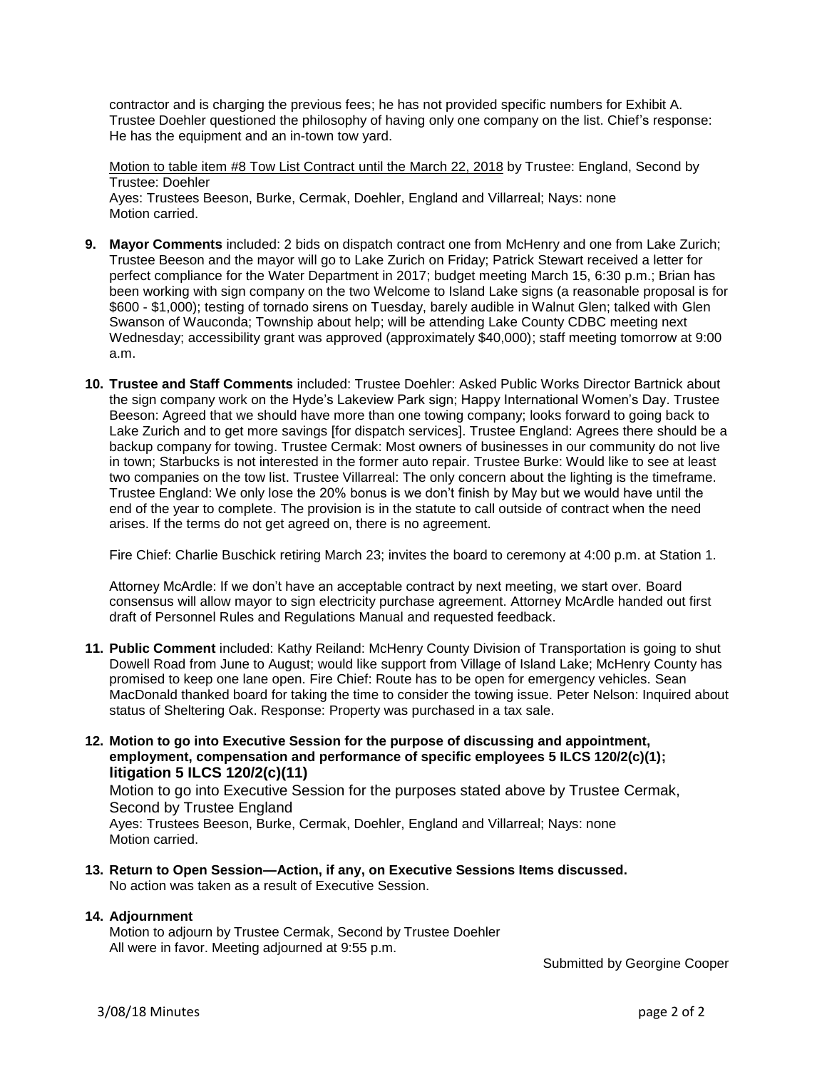contractor and is charging the previous fees; he has not provided specific numbers for Exhibit A. Trustee Doehler questioned the philosophy of having only one company on the list. Chief's response: He has the equipment and an in-town tow yard.

Motion to table item #8 Tow List Contract until the March 22, 2018 by Trustee: England, Second by Trustee: Doehler
Ayes: Trustees Beeson, Burke, Cermak, Doehler, England and Villarreal; Nays: none
Motion carried.

9. **Mayor Comments** included: 2 bids on dispatch contract one from McHenry and one from Lake Zurich; Trustee Beeson and the mayor will go to Lake Zurich on Friday; Patrick Stewart received a letter for perfect compliance for the Water Department in 2017; budget meeting March 15, 6:30 p.m.; Brian has been working with sign company on the two Welcome to Island Lake signs (a reasonable proposal is for $600 - $1,000); testing of tornado sirens on Tuesday, barely audible in Walnut Glen; talked with Glen Swanson of Wauconda; Township about help; will be attending Lake County CDBC meeting next Wednesday; accessibility grant was approved (approximately $40,000); staff meeting tomorrow at 9:00 a.m.

10. **Trustee and Staff Comments** included: Trustee Doehler: Asked Public Works Director Bartnick about the sign company work on the Hyde's Lakeview Park sign; Happy International Women's Day. Trustee Beeson: Agreed that we should have more than one towing company; looks forward to going back to Lake Zurich and to get more savings [for dispatch services]. Trustee England: Agrees there should be a backup company for towing. Trustee Cermak: Most owners of businesses in our community do not live in town; Starbucks is not interested in the former auto repair. Trustee Burke: Would like to see at least two companies on the tow list. Trustee Villarreal: The only concern about the lighting is the timeframe. Trustee England: We only lose the 20% bonus is we don't finish by May but we would have until the end of the year to complete. The provision is in the statute to call outside of contract when the need arises. If the terms do not get agreed on, there is no agreement.

    Fire Chief: Charlie Buschick retiring March 23; invites the board to ceremony at 4:00 p.m. at Station 1.

    Attorney McArdle: If we don't have an acceptable contract by next meeting, we start over. Board consensus will allow mayor to sign electricity purchase agreement. Attorney McArdle handed out first draft of Personnel Rules and Regulations Manual and requested feedback.

11. **Public Comment** included: Kathy Reiland: McHenry County Division of Transportation is going to shut Dowell Road from June to August; would like support from Village of Island Lake; McHenry County has promised to keep one lane open. Fire Chief: Route has to be open for emergency vehicles. Sean MacDonald thanked board for taking the time to consider the towing issue. Peter Nelson: Inquired about status of Sheltering Oak. Response: Property was purchased in a tax sale.

12. **Motion to go into Executive Session for the purpose of discussing and appointment, employment, compensation and performance of specific employees 5 ILCS 120/2(c)(1); litigation 5 ILCS 120/2(c)(11)**
    Motion to go into Executive Session for the purposes stated above by Trustee Cermak, Second by Trustee England
    Ayes: Trustees Beeson, Burke, Cermak, Doehler, England and Villarreal; Nays: none
    Motion carried.

13. **Return to Open Session—Action, if any, on Executive Sessions Items discussed.**
    No action was taken as a result of Executive Session.

14. **Adjournment**
    Motion to adjourn by Trustee Cermak, Second by Trustee Doehler
    All were in favor. Meeting adjourned at 9:55 p.m.

Submitted by Georgine Cooper

3/08/18 Minutes